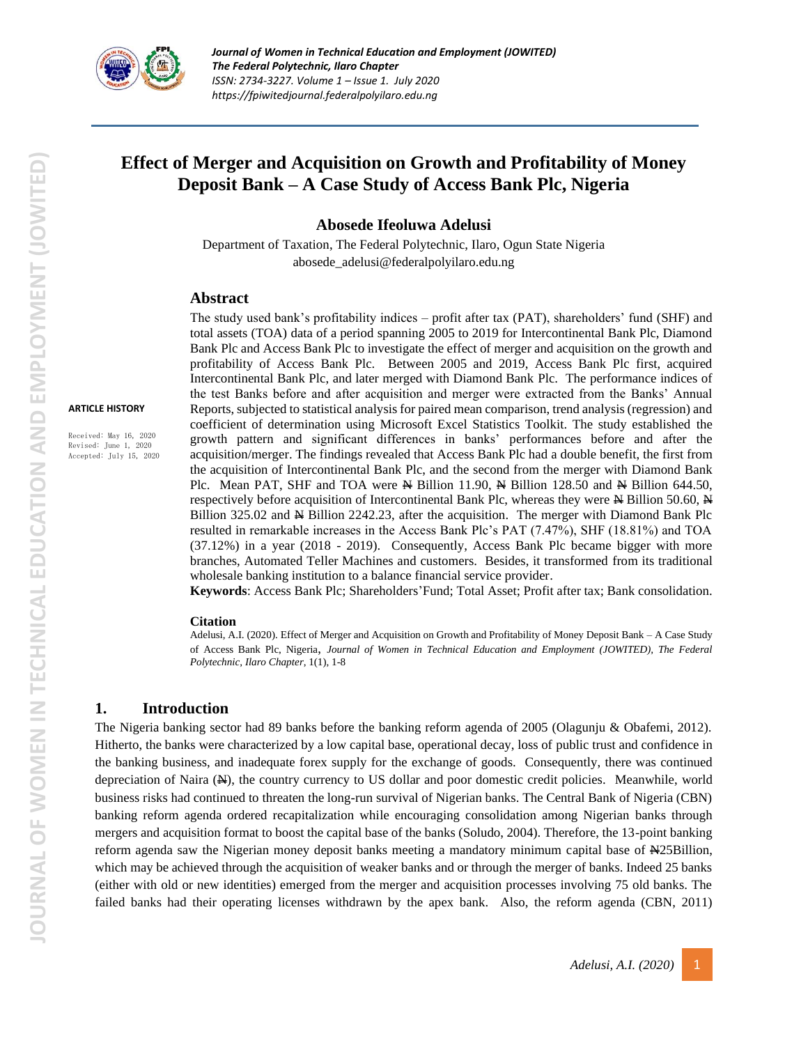# Effect of Merger and Acquisition on Growth and Profitability of Money Deposit Bank – A Case Study of Access Bank Plc, Nigeria

**Abosede Ifeoluwa Adelusi**

Department of Taxation, The Federal Polytechnic, Ilaro, Ogun State Nigeria
abosede_adelusi@federalpolyilaro.edu.ng

**ARTICLE HISTORY**

Received: May 16, 2020
Revised: June 1, 2020
Accepted: July 15, 2020

## Abstract

The study used bank's profitability indices – profit after tax (PAT), shareholders' fund (SHF) and total assets (TOA) data of a period spanning 2005 to 2019 for Intercontinental Bank Plc, Diamond Bank Plc and Access Bank Plc to investigate the effect of merger and acquisition on the growth and profitability of Access Bank Plc. Between 2005 and 2019, Access Bank Plc first, acquired Intercontinental Bank Plc, and later merged with Diamond Bank Plc. The performance indices of the test Banks before and after acquisition and merger were extracted from the Banks' Annual Reports, subjected to statistical analysis for paired mean comparison, trend analysis (regression) and coefficient of determination using Microsoft Excel Statistics Toolkit. The study established the growth pattern and significant differences in banks' performances before and after the acquisition/merger. The findings revealed that Access Bank Plc had a double benefit, the first from the acquisition of Intercontinental Bank Plc, and the second from the merger with Diamond Bank Plc. Mean PAT, SHF and TOA were ₦ Billion 11.90, ₦ Billion 128.50 and ₦ Billion 644.50, respectively before acquisition of Intercontinental Bank Plc, whereas they were ₦ Billion 50.60, ₦ Billion 325.02 and ₦ Billion 2242.23, after the acquisition. The merger with Diamond Bank Plc resulted in remarkable increases in the Access Bank Plc's PAT (7.47%), SHF (18.81%) and TOA (37.12%) in a year (2018 - 2019). Consequently, Access Bank Plc became bigger with more branches, Automated Teller Machines and customers. Besides, it transformed from its traditional wholesale banking institution to a balance financial service provider.

**Keywords**: Access Bank Plc; Shareholders'Fund; Total Asset; Profit after tax; Bank consolidation.

**Citation**

Adelusi, A.I. (2020). Effect of Merger and Acquisition on Growth and Profitability of Money Deposit Bank – A Case Study of Access Bank Plc, Nigeria, *Journal of Women in Technical Education and Employment (JOWITED), The Federal Polytechnic, Ilaro Chapter*, 1(1), 1-8

## 1. Introduction

The Nigeria banking sector had 89 banks before the banking reform agenda of 2005 (Olagunju & Obafemi, 2012). Hitherto, the banks were characterized by a low capital base, operational decay, loss of public trust and confidence in the banking business, and inadequate forex supply for the exchange of goods. Consequently, there was continued depreciation of Naira (₦), the country currency to US dollar and poor domestic credit policies. Meanwhile, world business risks had continued to threaten the long-run survival of Nigerian banks. The Central Bank of Nigeria (CBN) banking reform agenda ordered recapitalization while encouraging consolidation among Nigerian banks through mergers and acquisition format to boost the capital base of the banks (Soludo, 2004). Therefore, the 13-point banking reform agenda saw the Nigerian money deposit banks meeting a mandatory minimum capital base of ₦25Billion, which may be achieved through the acquisition of weaker banks and or through the merger of banks. Indeed 25 banks (either with old or new identities) emerged from the merger and acquisition processes involving 75 old banks. The failed banks had their operating licenses withdrawn by the apex bank. Also, the reform agenda (CBN, 2011)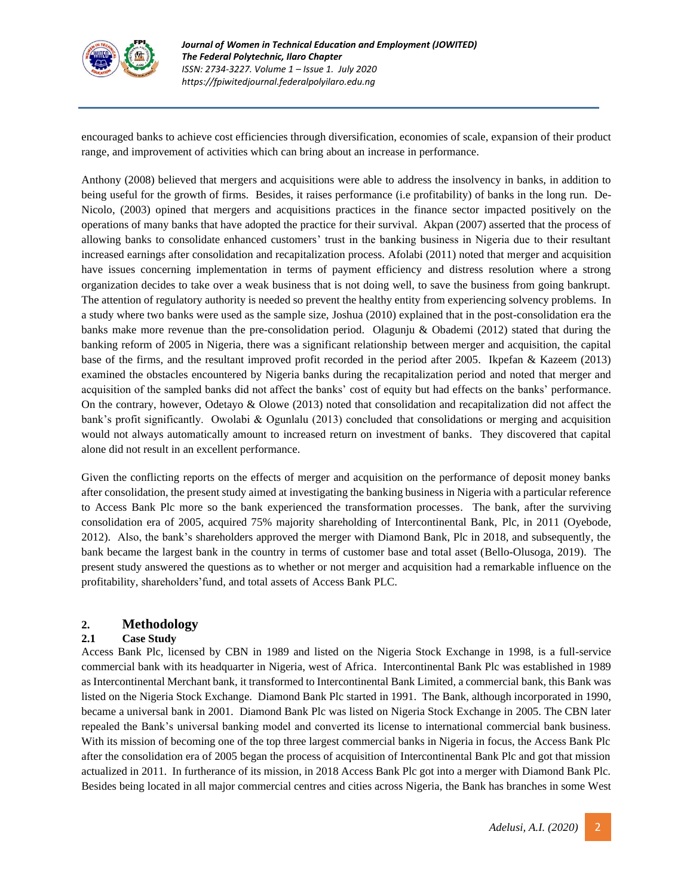encouraged banks to achieve cost efficiencies through diversification, economies of scale, expansion of their product range, and improvement of activities which can bring about an increase in performance.

Anthony (2008) believed that mergers and acquisitions were able to address the insolvency in banks, in addition to being useful for the growth of firms. Besides, it raises performance (i.e profitability) of banks in the long run. De-Nicolo, (2003) opined that mergers and acquisitions practices in the finance sector impacted positively on the operations of many banks that have adopted the practice for their survival. Akpan (2007) asserted that the process of allowing banks to consolidate enhanced customers' trust in the banking business in Nigeria due to their resultant increased earnings after consolidation and recapitalization process. Afolabi (2011) noted that merger and acquisition have issues concerning implementation in terms of payment efficiency and distress resolution where a strong organization decides to take over a weak business that is not doing well, to save the business from going bankrupt. The attention of regulatory authority is needed so prevent the healthy entity from experiencing solvency problems. In a study where two banks were used as the sample size, Joshua (2010) explained that in the post-consolidation era the banks make more revenue than the pre-consolidation period. Olagunju & Obademi (2012) stated that during the banking reform of 2005 in Nigeria, there was a significant relationship between merger and acquisition, the capital base of the firms, and the resultant improved profit recorded in the period after 2005. Ikpefan & Kazeem (2013) examined the obstacles encountered by Nigeria banks during the recapitalization period and noted that merger and acquisition of the sampled banks did not affect the banks' cost of equity but had effects on the banks' performance. On the contrary, however, Odetayo & Olowe (2013) noted that consolidation and recapitalization did not affect the bank's profit significantly. Owolabi & Ogunlalu (2013) concluded that consolidations or merging and acquisition would not always automatically amount to increased return on investment of banks. They discovered that capital alone did not result in an excellent performance.

Given the conflicting reports on the effects of merger and acquisition on the performance of deposit money banks after consolidation, the present study aimed at investigating the banking business in Nigeria with a particular reference to Access Bank Plc more so the bank experienced the transformation processes. The bank, after the surviving consolidation era of 2005, acquired 75% majority shareholding of Intercontinental Bank, Plc, in 2011 (Oyebode, 2012). Also, the bank's shareholders approved the merger with Diamond Bank, Plc in 2018, and subsequently, the bank became the largest bank in the country in terms of customer base and total asset (Bello-Olusoga, 2019). The present study answered the questions as to whether or not merger and acquisition had a remarkable influence on the profitability, shareholders'fund, and total assets of Access Bank PLC.

## 2. Methodology

### 2.1 Case Study

Access Bank Plc, licensed by CBN in 1989 and listed on the Nigeria Stock Exchange in 1998, is a full-service commercial bank with its headquarter in Nigeria, west of Africa. Intercontinental Bank Plc was established in 1989 as Intercontinental Merchant bank, it transformed to Intercontinental Bank Limited, a commercial bank, this Bank was listed on the Nigeria Stock Exchange. Diamond Bank Plc started in 1991. The Bank, although incorporated in 1990, became a universal bank in 2001. Diamond Bank Plc was listed on Nigeria Stock Exchange in 2005. The CBN later repealed the Bank's universal banking model and converted its license to international commercial bank business. With its mission of becoming one of the top three largest commercial banks in Nigeria in focus, the Access Bank Plc after the consolidation era of 2005 began the process of acquisition of Intercontinental Bank Plc and got that mission actualized in 2011. In furtherance of its mission, in 2018 Access Bank Plc got into a merger with Diamond Bank Plc. Besides being located in all major commercial centres and cities across Nigeria, the Bank has branches in some West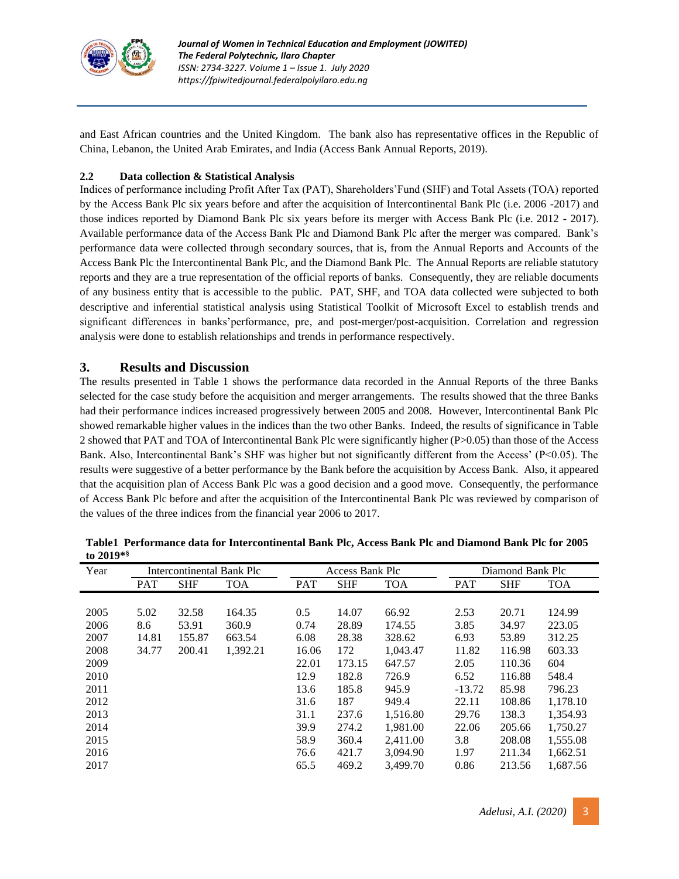and East African countries and the United Kingdom. The bank also has representative offices in the Republic of China, Lebanon, the United Arab Emirates, and India (Access Bank Annual Reports, 2019).

### 2.2 Data collection & Statistical Analysis

Indices of performance including Profit After Tax (PAT), Shareholders'Fund (SHF) and Total Assets (TOA) reported by the Access Bank Plc six years before and after the acquisition of Intercontinental Bank Plc (i.e. 2006 -2017) and those indices reported by Diamond Bank Plc six years before its merger with Access Bank Plc (i.e. 2012 - 2017). Available performance data of the Access Bank Plc and Diamond Bank Plc after the merger was compared. Bank's performance data were collected through secondary sources, that is, from the Annual Reports and Accounts of the Access Bank Plc the Intercontinental Bank Plc, and the Diamond Bank Plc. The Annual Reports are reliable statutory reports and they are a true representation of the official reports of banks. Consequently, they are reliable documents of any business entity that is accessible to the public. PAT, SHF, and TOA data collected were subjected to both descriptive and inferential statistical analysis using Statistical Toolkit of Microsoft Excel to establish trends and significant differences in banks'performance, pre, and post-merger/post-acquisition. Correlation and regression analysis were done to establish relationships and trends in performance respectively.

## 3. Results and Discussion

The results presented in Table 1 shows the performance data recorded in the Annual Reports of the three Banks selected for the case study before the acquisition and merger arrangements. The results showed that the three Banks had their performance indices increased progressively between 2005 and 2008. However, Intercontinental Bank Plc showed remarkable higher values in the indices than the two other Banks. Indeed, the results of significance in Table 2 showed that PAT and TOA of Intercontinental Bank Plc were significantly higher ($P>0.05$) than those of the Access Bank. Also, Intercontinental Bank's SHF was higher but not significantly different from the Access' ($P<0.05$). The results were suggestive of a better performance by the Bank before the acquisition by Access Bank. Also, it appeared that the acquisition plan of Access Bank Plc was a good decision and a good move. Consequently, the performance of Access Bank Plc before and after the acquisition of the Intercontinental Bank Plc was reviewed by comparison of the values of the three indices from the financial year 2006 to 2017.

**Table1 Performance data for Intercontinental Bank Plc, Access Bank Plc and Diamond Bank Plc for 2005 to 2019*§**

| Year | Intercontinental Bank Plc | | | Access Bank Plc | | | Diamond Bank Plc | | |
|---|---|---|---|---|---|---|---|---|---|
| | PAT | SHF | TOA | PAT | SHF | TOA | PAT | SHF | TOA |
| 2005 | 5.02 | 32.58 | 164.35 | 0.5 | 14.07 | 66.92 | 2.53 | 20.71 | 124.99 |
| 2006 | 8.6 | 53.91 | 360.9 | 0.74 | 28.89 | 174.55 | 3.85 | 34.97 | 223.05 |
| 2007 | 14.81 | 155.87 | 663.54 | 6.08 | 28.38 | 328.62 | 6.93 | 53.89 | 312.25 |
| 2008 | 34.77 | 200.41 | 1,392.21 | 16.06 | 172 | 1,043.47 | 11.82 | 116.98 | 603.33 |
| 2009 | | | | 22.01 | 173.15 | 647.57 | 2.05 | 110.36 | 604 |
| 2010 | | | | 12.9 | 182.8 | 726.9 | 6.52 | 116.88 | 548.4 |
| 2011 | | | | 13.6 | 185.8 | 945.9 | -13.72 | 85.98 | 796.23 |
| 2012 | | | | 31.6 | 187 | 949.4 | 22.11 | 108.86 | 1,178.10 |
| 2013 | | | | 31.1 | 237.6 | 1,516.80 | 29.76 | 138.3 | 1,354.93 |
| 2014 | | | | 39.9 | 274.2 | 1,981.00 | 22.06 | 205.66 | 1,750.27 |
| 2015 | | | | 58.9 | 360.4 | 2,411.00 | 3.8 | 208.08 | 1,555.08 |
| 2016 | | | | 76.6 | 421.7 | 3,094.90 | 1.97 | 211.34 | 1,662.51 |
| 2017 | | | | 65.5 | 469.2 | 3,499.70 | 0.86 | 213.56 | 1,687.56 |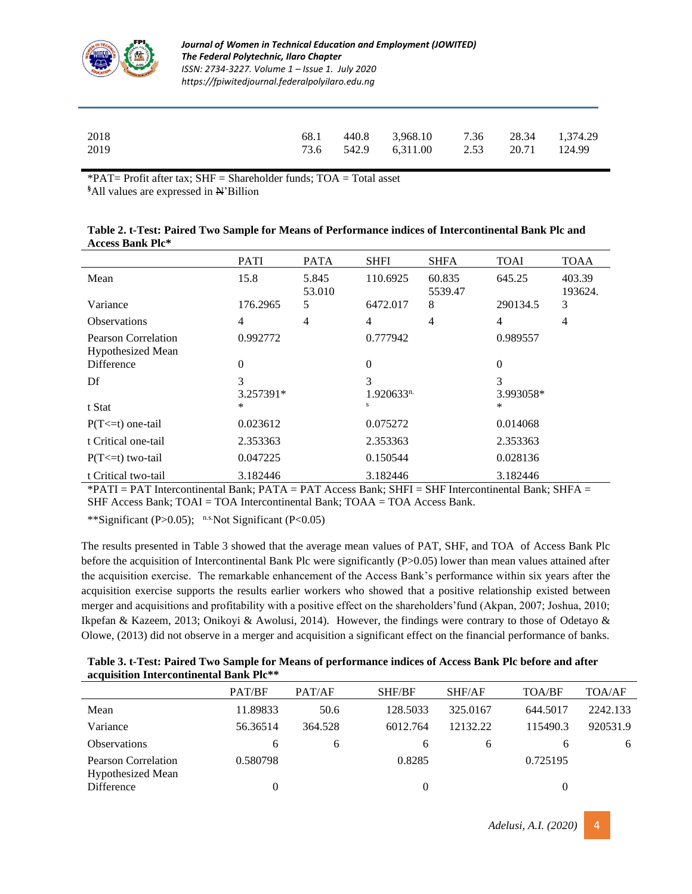| | | | | | | |
|---|---|---|---|---|---|---|
| 2018 | 68.1 | 440.8 | 3,968.10 | 7.36 | 28.34 | 1,374.29 |
| 2019 | 73.6 | 542.9 | 6,311.00 | 2.53 | 20.71 | 124.99 |

*PAT= Profit after tax; SHF = Shareholder funds; TOA = Total asset

[§]All values are expressed in ₦'Billion

**Table 2. t-Test: Paired Two Sample for Means of Performance indices of Intercontinental Bank Plc and Access Bank Plc***

| | PATI | PATA | SHFI | SHFA | TOAI | TOAA |
|---|---|---|---|---|---|---|
| Mean | 15.8 | 5.845 | 110.6925 | 60.835 | 645.25 | 403.39 |
| Variance | 176.2965 | 53.0105 | 6472.017 | 5539.478 | 290134.5 | 193624.3 |
| Observations | 4 | 4 | 4 | 4 | 4 | 4 |
| Pearson Correlation | 0.992772 | | 0.777942 | | 0.989557 | |
| Hypothesized Mean Difference | 0 | | 0 | | 0 | |
| Df | 3 | | 3 | | 3 | |
| t Stat | 3.257391** | | 1.920633[n.s] | | 3.993058** | |
| P(T<=t) one-tail | 0.023612 | | 0.075272 | | 0.014068 | |
| t Critical one-tail | 2.353363 | | 2.353363 | | 2.353363 | |
| P(T<=t) two-tail | 0.047225 | | 0.150544 | | 0.028136 | |
| t Critical two-tail | 3.182446 | | 3.182446 | | 3.182446 | |

*PATI = PAT Intercontinental Bank; PATA = PAT Access Bank; SHFI = SHF Intercontinental Bank; SHFA = SHF Access Bank; TOAI = TOA Intercontinental Bank; TOAA = TOA Access Bank.

**Significant (P>0.05); [n.s.]Not Significant (P<0.05)

The results presented in Table 3 showed that the average mean values of PAT, SHF, and TOA of Access Bank Plc before the acquisition of Intercontinental Bank Plc were significantly (P>0.05) lower than mean values attained after the acquisition exercise. The remarkable enhancement of the Access Bank's performance within six years after the acquisition exercise supports the results earlier workers who showed that a positive relationship existed between merger and acquisitions and profitability with a positive effect on the shareholders'fund (Akpan, 2007; Joshua, 2010; Ikpefan & Kazeem, 2013; Onikoyi & Awolusi, 2014). However, the findings were contrary to those of Odetayo & Olowe, (2013) did not observe in a merger and acquisition a significant effect on the financial performance of banks.

**Table 3. t-Test: Paired Two Sample for Means of performance indices of Access Bank Plc before and after acquisition Intercontinental Bank Plc****

| | PAT/BF | PAT/AF | SHF/BF | SHF/AF | TOA/BF | TOA/AF |
|---|---|---|---|---|---|---|
| Mean | 11.89833 | 50.6 | 128.5033 | 325.0167 | 644.5017 | 2242.133 |
| Variance | 56.36514 | 364.528 | 6012.764 | 12132.22 | 115490.3 | 920531.9 |
| Observations | 6 | 6 | 6 | 6 | 6 | 6 |
| Pearson Correlation | 0.580798 | | 0.8285 | | 0.725195 | |
| Hypothesized Mean Difference | 0 | | 0 | | 0 | |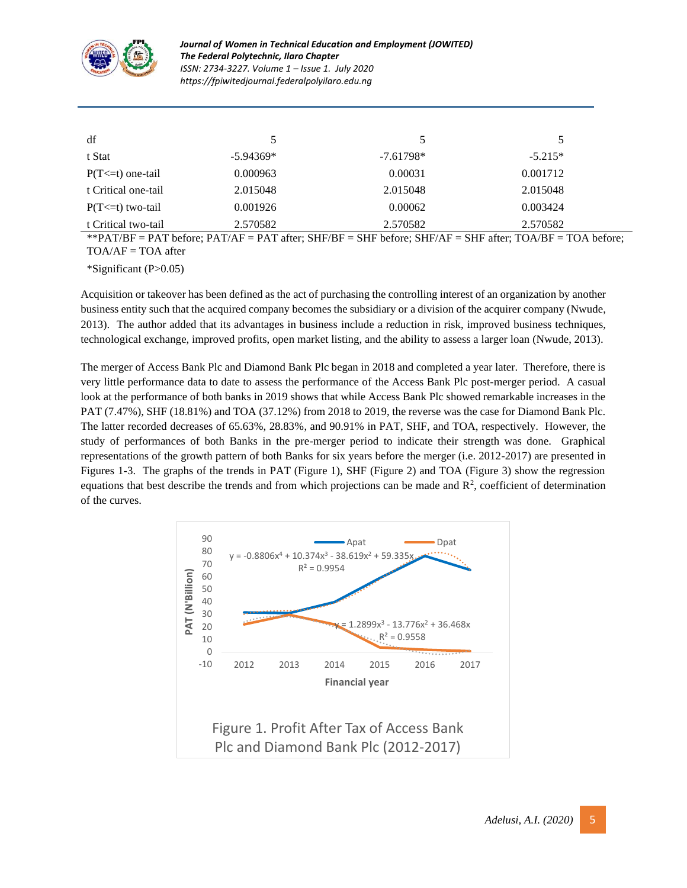| | | | |
|---|---|---|---|
| df | 5 | 5 | 5 |
| t Stat | -5.94369* | -7.61798* | -5.215* |
| P(T<=t) one-tail | 0.000963 | 0.00031 | 0.001712 |
| t Critical one-tail | 2.015048 | 2.015048 | 2.015048 |
| P(T<=t) two-tail | 0.001926 | 0.00062 | 0.003424 |
| t Critical two-tail | 2.570582 | 2.570582 | 2.570582 |

**PAT/BF = PAT before; PAT/AF = PAT after; SHF/BF = SHF before; SHF/AF = SHF after; TOA/BF = TOA before; TOA/AF = TOA after

*Significant (P>0.05)

Acquisition or takeover has been defined as the act of purchasing the controlling interest of an organization by another business entity such that the acquired company becomes the subsidiary or a division of the acquirer company (Nwude, 2013). The author added that its advantages in business include a reduction in risk, improved business techniques, technological exchange, improved profits, open market listing, and the ability to assess a larger loan (Nwude, 2013).

The merger of Access Bank Plc and Diamond Bank Plc began in 2018 and completed a year later. Therefore, there is very little performance data to date to assess the performance of the Access Bank Plc post-merger period. A casual look at the performance of both banks in 2019 shows that while Access Bank Plc showed remarkable increases in the PAT (7.47%), SHF (18.81%) and TOA (37.12%) from 2018 to 2019, the reverse was the case for Diamond Bank Plc. The latter recorded decreases of 65.63%, 28.83%, and 90.91% in PAT, SHF, and TOA, respectively. However, the study of performances of both Banks in the pre-merger period to indicate their strength was done. Graphical representations of the growth pattern of both Banks for six years before the merger (i.e. 2012-2017) are presented in Figures 1-3. The graphs of the trends in PAT (Figure 1), SHF (Figure 2) and TOA (Figure 3) show the regression equations that best describe the trends and from which projections can be made and $R^2$, coefficient of determination of the curves.

Figure 1. Profit After Tax of Access Bank Plc and Diamond Bank Plc (2012-2017)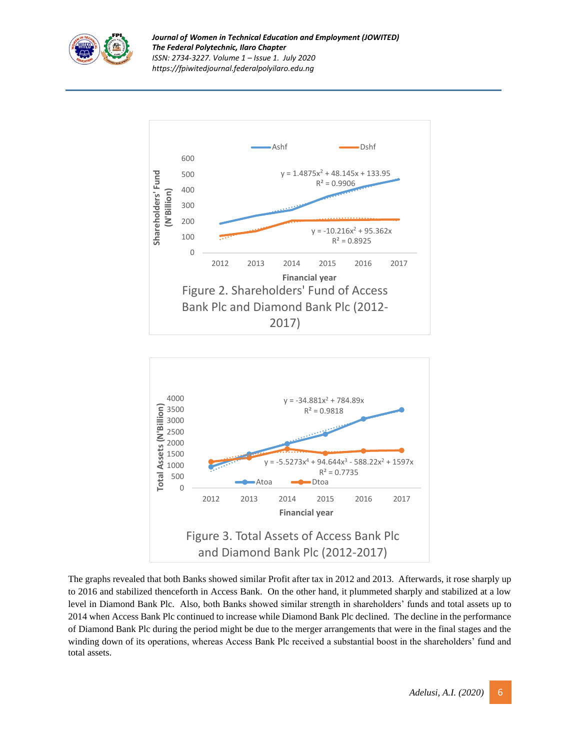Figure 2. Shareholders' Fund of Access Bank Plc and Diamond Bank Plc (2012-2017)

Figure 3. Total Assets of Access Bank Plc and Diamond Bank Plc (2012-2017)

The graphs revealed that both Banks showed similar Profit after tax in 2012 and 2013. Afterwards, it rose sharply up to 2016 and stabilized thenceforth in Access Bank. On the other hand, it plummeted sharply and stabilized at a low level in Diamond Bank Plc. Also, both Banks showed similar strength in shareholders' funds and total assets up to 2014 when Access Bank Plc continued to increase while Diamond Bank Plc declined. The decline in the performance of Diamond Bank Plc during the period might be due to the merger arrangements that were in the final stages and the winding down of its operations, whereas Access Bank Plc received a substantial boost in the shareholders' fund and total assets.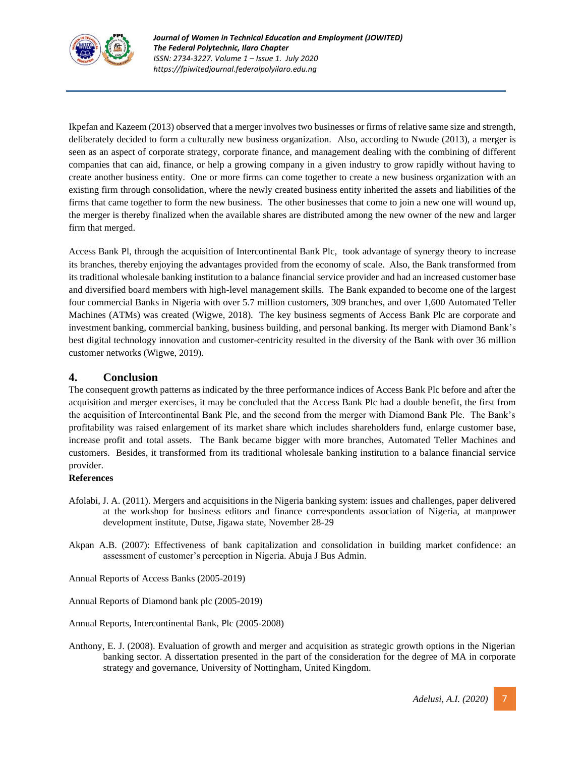Ikpefan and Kazeem (2013) observed that a merger involves two businesses or firms of relative same size and strength, deliberately decided to form a culturally new business organization. Also, according to Nwude (2013), a merger is seen as an aspect of corporate strategy, corporate finance, and management dealing with the combining of different companies that can aid, finance, or help a growing company in a given industry to grow rapidly without having to create another business entity. One or more firms can come together to create a new business organization with an existing firm through consolidation, where the newly created business entity inherited the assets and liabilities of the firms that came together to form the new business. The other businesses that come to join a new one will wound up, the merger is thereby finalized when the available shares are distributed among the new owner of the new and larger firm that merged.

Access Bank Pl, through the acquisition of Intercontinental Bank Plc, took advantage of synergy theory to increase its branches, thereby enjoying the advantages provided from the economy of scale. Also, the Bank transformed from its traditional wholesale banking institution to a balance financial service provider and had an increased customer base and diversified board members with high-level management skills. The Bank expanded to become one of the largest four commercial Banks in Nigeria with over 5.7 million customers, 309 branches, and over 1,600 Automated Teller Machines (ATMs) was created (Wigwe, 2018). The key business segments of Access Bank Plc are corporate and investment banking, commercial banking, business building, and personal banking. Its merger with Diamond Bank's best digital technology innovation and customer-centricity resulted in the diversity of the Bank with over 36 million customer networks (Wigwe, 2019).

## 4. Conclusion

The consequent growth patterns as indicated by the three performance indices of Access Bank Plc before and after the acquisition and merger exercises, it may be concluded that the Access Bank Plc had a double benefit, the first from the acquisition of Intercontinental Bank Plc, and the second from the merger with Diamond Bank Plc. The Bank's profitability was raised enlargement of its market share which includes shareholders fund, enlarge customer base, increase profit and total assets. The Bank became bigger with more branches, Automated Teller Machines and customers. Besides, it transformed from its traditional wholesale banking institution to a balance financial service provider.

**References**

Afolabi, J. A. (2011). Mergers and acquisitions in the Nigeria banking system: issues and challenges, paper delivered at the workshop for business editors and finance correspondents association of Nigeria, at manpower development institute, Dutse, Jigawa state, November 28-29

Akpan A.B. (2007): Effectiveness of bank capitalization and consolidation in building market confidence: an assessment of customer's perception in Nigeria. Abuja J Bus Admin.

Annual Reports of Access Banks (2005-2019)

Annual Reports of Diamond bank plc (2005-2019)

Annual Reports, Intercontinental Bank, Plc (2005-2008)

Anthony, E. J. (2008). Evaluation of growth and merger and acquisition as strategic growth options in the Nigerian banking sector. A dissertation presented in the part of the consideration for the degree of MA in corporate strategy and governance, University of Nottingham, United Kingdom.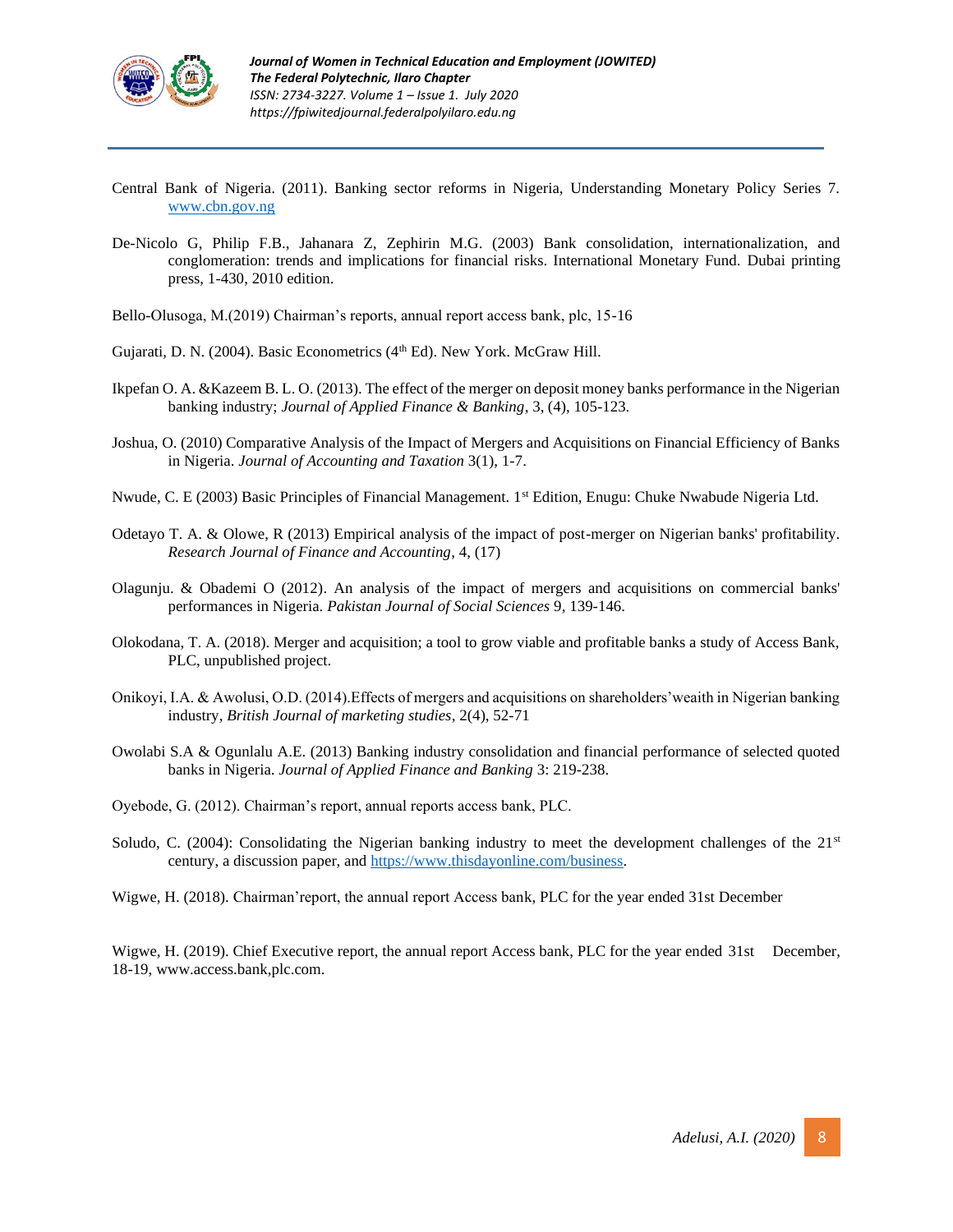Central Bank of Nigeria. (2011). Banking sector reforms in Nigeria, Understanding Monetary Policy Series 7. www.cbn.gov.ng

De-Nicolo G, Philip F.B., Jahanara Z, Zephirin M.G. (2003) Bank consolidation, internationalization, and conglomeration: trends and implications for financial risks. International Monetary Fund. Dubai printing press, 1-430, 2010 edition.

Bello-Olusoga, M.(2019) Chairman's reports, annual report access bank, plc, 15-16

Gujarati, D. N. (2004). Basic Econometrics (4th Ed). New York. McGraw Hill.

Ikpefan O. A. &Kazeem B. L. O. (2013). The effect of the merger on deposit money banks performance in the Nigerian banking industry; *Journal of Applied Finance & Banking*, 3, (4), 105-123.

Joshua, O. (2010) Comparative Analysis of the Impact of Mergers and Acquisitions on Financial Efficiency of Banks in Nigeria. *Journal of Accounting and Taxation* 3(1), 1-7.

Nwude, C. E (2003) Basic Principles of Financial Management. 1st Edition, Enugu: Chuke Nwabude Nigeria Ltd.

Odetayo T. A. & Olowe, R (2013) Empirical analysis of the impact of post-merger on Nigerian banks' profitability. *Research Journal of Finance and Accounting*, 4, (17)

Olagunju. & Obademi O (2012). An analysis of the impact of mergers and acquisitions on commercial banks' performances in Nigeria. *Pakistan Journal of Social Sciences* 9, 139-146.

Olokodana, T. A. (2018). Merger and acquisition; a tool to grow viable and profitable banks a study of Access Bank, PLC, unpublished project.

Onikoyi, I.A. & Awolusi, O.D. (2014).Effects of mergers and acquisitions on shareholders'weaith in Nigerian banking industry, *British Journal of marketing studies*, 2(4), 52-71

Owolabi S.A & Ogunlalu A.E. (2013) Banking industry consolidation and financial performance of selected quoted banks in Nigeria. *Journal of Applied Finance and Banking* 3: 219-238.

Oyebode, G. (2012). Chairman's report, annual reports access bank, PLC.

Soludo, C. (2004): Consolidating the Nigerian banking industry to meet the development challenges of the 21st century, a discussion paper, and https://www.thisdayonline.com/business.

Wigwe, H. (2018). Chairman'report, the annual report Access bank, PLC for the year ended 31st December

Wigwe, H. (2019). Chief Executive report, the annual report Access bank, PLC for the year ended 31st December, 18-19, www.access.bank,plc.com.